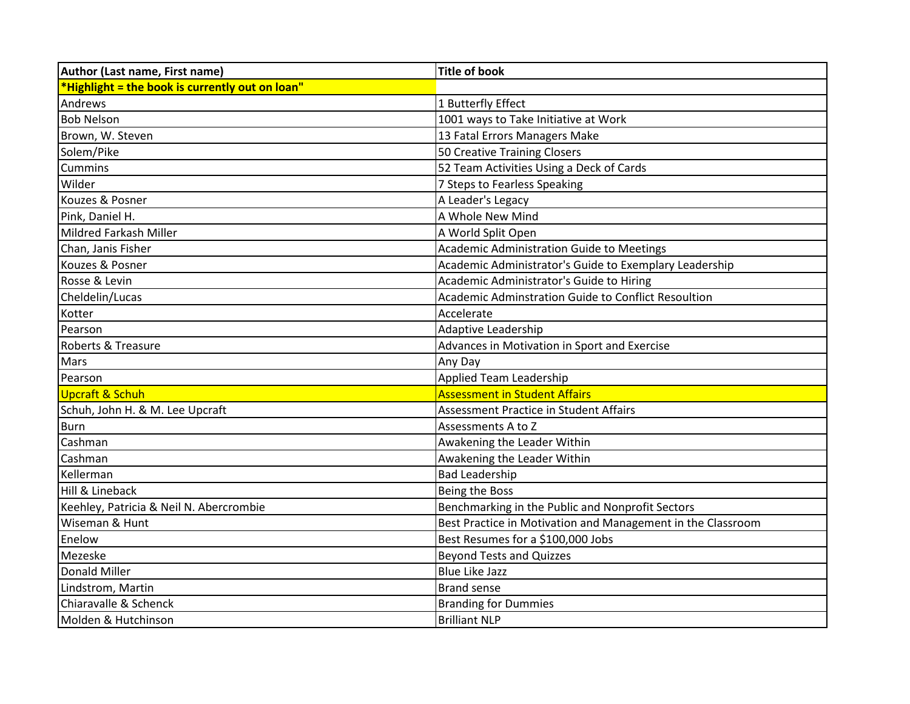| Author (Last name, First name) | Title of book |
|---|---|
| *Highlight = the book is currently out on loan" | |
| Andrews | 1 Butterfly Effect |
| Bob Nelson | 1001 ways to Take Initiative at Work |
| Brown, W. Steven | 13 Fatal Errors Managers Make |
| Solem/Pike | 50 Creative Training Closers |
| Cummins | 52 Team Activities Using a Deck of Cards |
| Wilder | 7 Steps to Fearless Speaking |
| Kouzes & Posner | A Leader's Legacy |
| Pink, Daniel H. | A Whole New Mind |
| Mildred Farkash Miller | A World Split Open |
| Chan, Janis Fisher | Academic Administration Guide to Meetings |
| Kouzes & Posner | Academic Administrator's Guide to Exemplary Leadership |
| Rosse & Levin | Academic Administrator's Guide to Hiring |
| Cheldelin/Lucas | Academic Adminstration Guide to Conflict Resoultion |
| Kotter | Accelerate |
| Pearson | Adaptive Leadership |
| Roberts & Treasure | Advances in Motivation in Sport and Exercise |
| Mars | Any Day |
| Pearson | Applied Team Leadership |
| Upcraft & Schuh | Assessment in Student Affairs |
| Schuh, John H. & M. Lee Upcraft | Assessment Practice in Student Affairs |
| Burn | Assessments A to Z |
| Cashman | Awakening the Leader Within |
| Cashman | Awakening the Leader Within |
| Kellerman | Bad Leadership |
| Hill & Lineback | Being the Boss |
| Keehley, Patricia & Neil N. Abercrombie | Benchmarking in the Public and Nonprofit Sectors |
| Wiseman & Hunt | Best Practice in Motivation and Management in the Classroom |
| Enelow | Best Resumes for a $100,000 Jobs |
| Mezeske | Beyond Tests and Quizzes |
| Donald Miller | Blue Like Jazz |
| Lindstrom, Martin | Brand sense |
| Chiaravalle & Schenck | Branding for Dummies |
| Molden & Hutchinson | Brilliant NLP |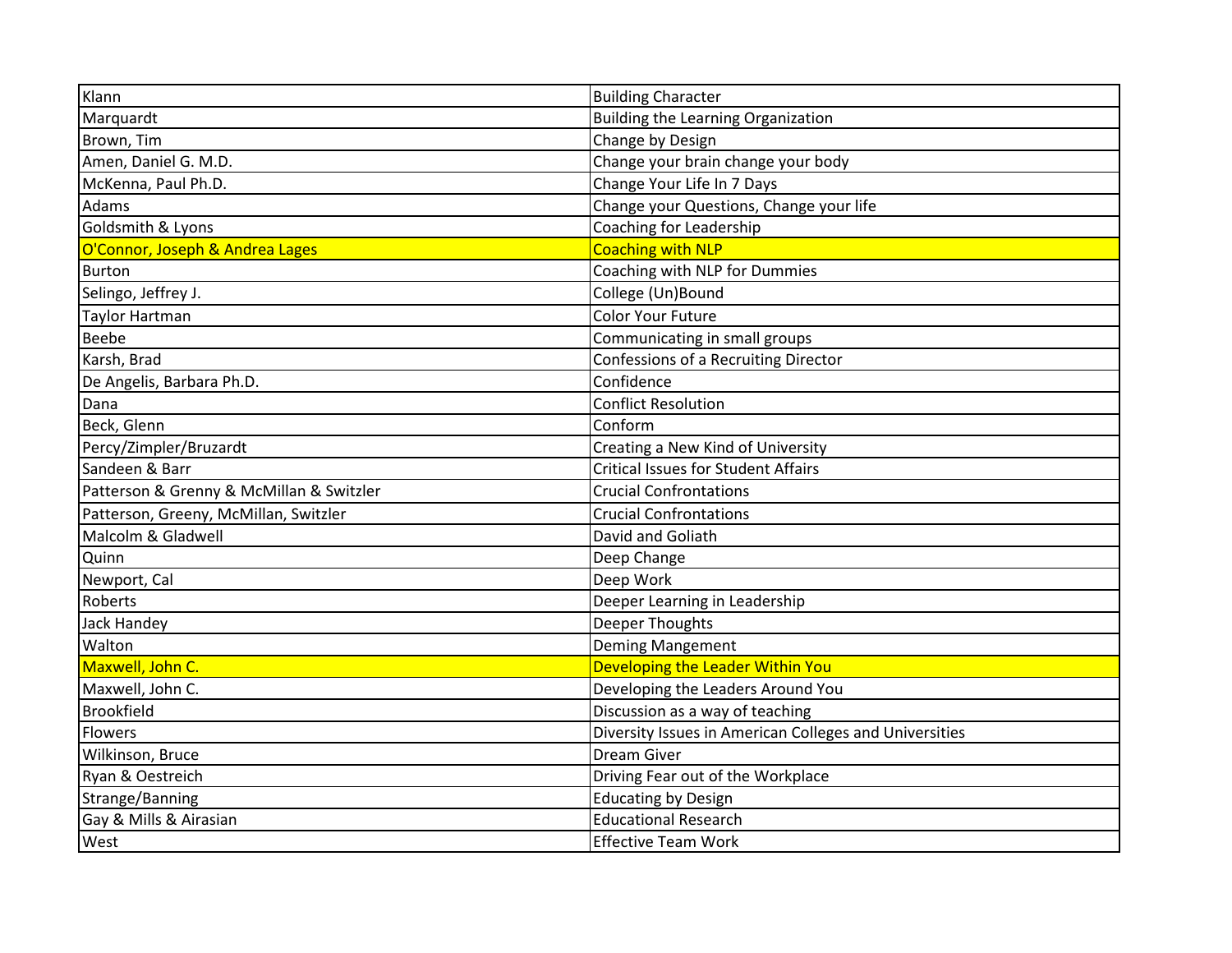| | |
|---|---|
| Klann | Building Character |
| Marquardt | Building the Learning Organization |
| Brown, Tim | Change by Design |
| Amen, Daniel G. M.D. | Change your brain change your body |
| McKenna, Paul Ph.D. | Change Your Life In 7 Days |
| Adams | Change your Questions, Change your life |
| Goldsmith & Lyons | Coaching for Leadership |
| O'Connor, Joseph & Andrea Lages | Coaching with NLP |
| Burton | Coaching with NLP for Dummies |
| Selingo, Jeffrey J. | College (Un)Bound |
| Taylor Hartman | Color Your Future |
| Beebe | Communicating in small groups |
| Karsh, Brad | Confessions of a Recruiting Director |
| De Angelis, Barbara Ph.D. | Confidence |
| Dana | Conflict Resolution |
| Beck, Glenn | Conform |
| Percy/Zimpler/Bruzardt | Creating a New Kind of University |
| Sandeen & Barr | Critical Issues for Student Affairs |
| Patterson & Grenny & McMillan & Switzler | Crucial Confrontations |
| Patterson, Greeny, McMillan, Switzler | Crucial Confrontations |
| Malcolm & Gladwell | David and Goliath |
| Quinn | Deep Change |
| Newport, Cal | Deep Work |
| Roberts | Deeper Learning in Leadership |
| Jack Handey | Deeper Thoughts |
| Walton | Deming Mangement |
| Maxwell, John C. | Developing the Leader Within You |
| Maxwell, John C. | Developing the Leaders Around You |
| Brookfield | Discussion as a way of teaching |
| Flowers | Diversity Issues in American Colleges and Universities |
| Wilkinson, Bruce | Dream Giver |
| Ryan & Oestreich | Driving Fear out of the Workplace |
| Strange/Banning | Educating by Design |
| Gay & Mills & Airasian | Educational Research |
| West | Effective Team Work |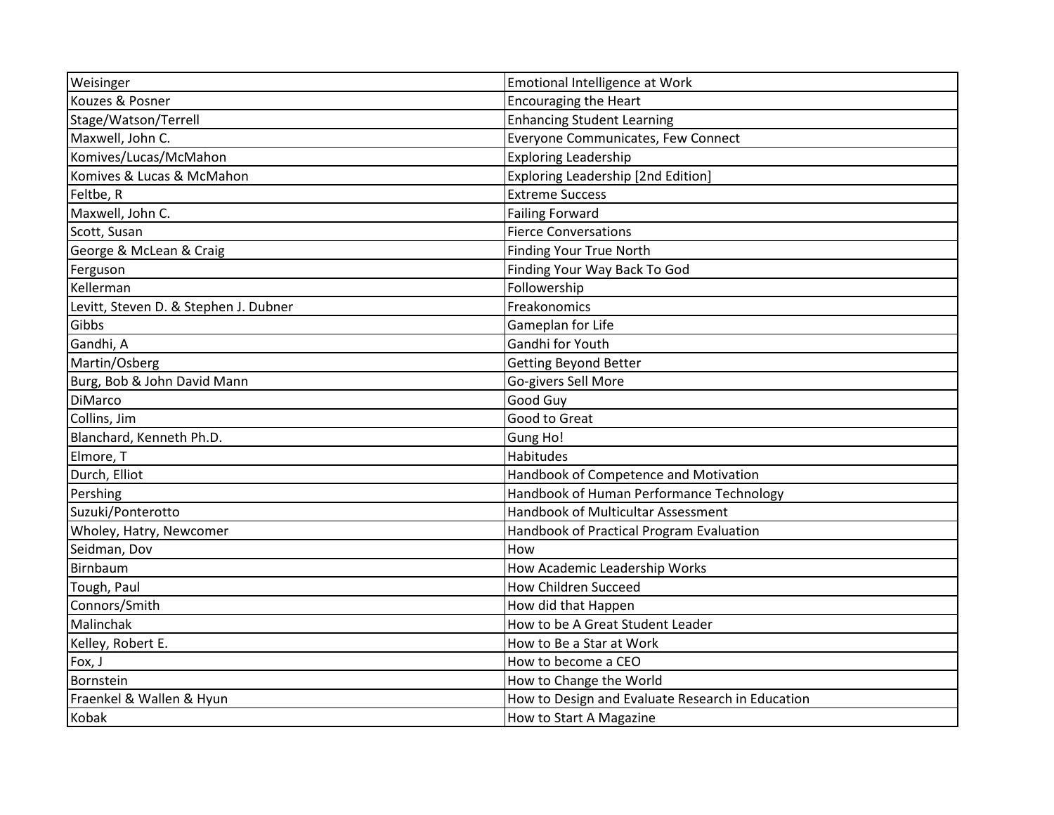| Weisinger | Emotional Intelligence at Work |
|---|---|
| Kouzes & Posner | Encouraging the Heart |
| Stage/Watson/Terrell | Enhancing Student Learning |
| Maxwell, John C. | Everyone Communicates, Few Connect |
| Komives/Lucas/McMahon | Exploring Leadership |
| Komives & Lucas & McMahon | Exploring Leadership [2nd Edition] |
| Feltbe, R | Extreme Success |
| Maxwell, John C. | Failing Forward |
| Scott, Susan | Fierce Conversations |
| George & McLean & Craig | Finding Your True North |
| Ferguson | Finding Your Way Back To God |
| Kellerman | Followership |
| Levitt, Steven D. & Stephen J. Dubner | Freakonomics |
| Gibbs | Gameplan for Life |
| Gandhi, A | Gandhi for Youth |
| Martin/Osberg | Getting Beyond Better |
| Burg, Bob & John David Mann | Go-givers Sell More |
| DiMarco | Good Guy |
| Collins, Jim | Good to Great |
| Blanchard, Kenneth Ph.D. | Gung Ho! |
| Elmore, T | Habitudes |
| Durch, Elliot | Handbook of Competence and Motivation |
| Pershing | Handbook of Human Performance Technology |
| Suzuki/Ponterotto | Handbook of Multicultar Assessment |
| Wholey, Hatry, Newcomer | Handbook of Practical Program Evaluation |
| Seidman, Dov | How |
| Birnbaum | How Academic Leadership Works |
| Tough, Paul | How Children Succeed |
| Connors/Smith | How did that Happen |
| Malinchak | How to be A Great Student Leader |
| Kelley, Robert E. | How to Be a Star at Work |
| Fox, J | How to become a CEO |
| Bornstein | How to Change the World |
| Fraenkel & Wallen & Hyun | How to Design and Evaluate Research in Education |
| Kobak | How to Start A Magazine |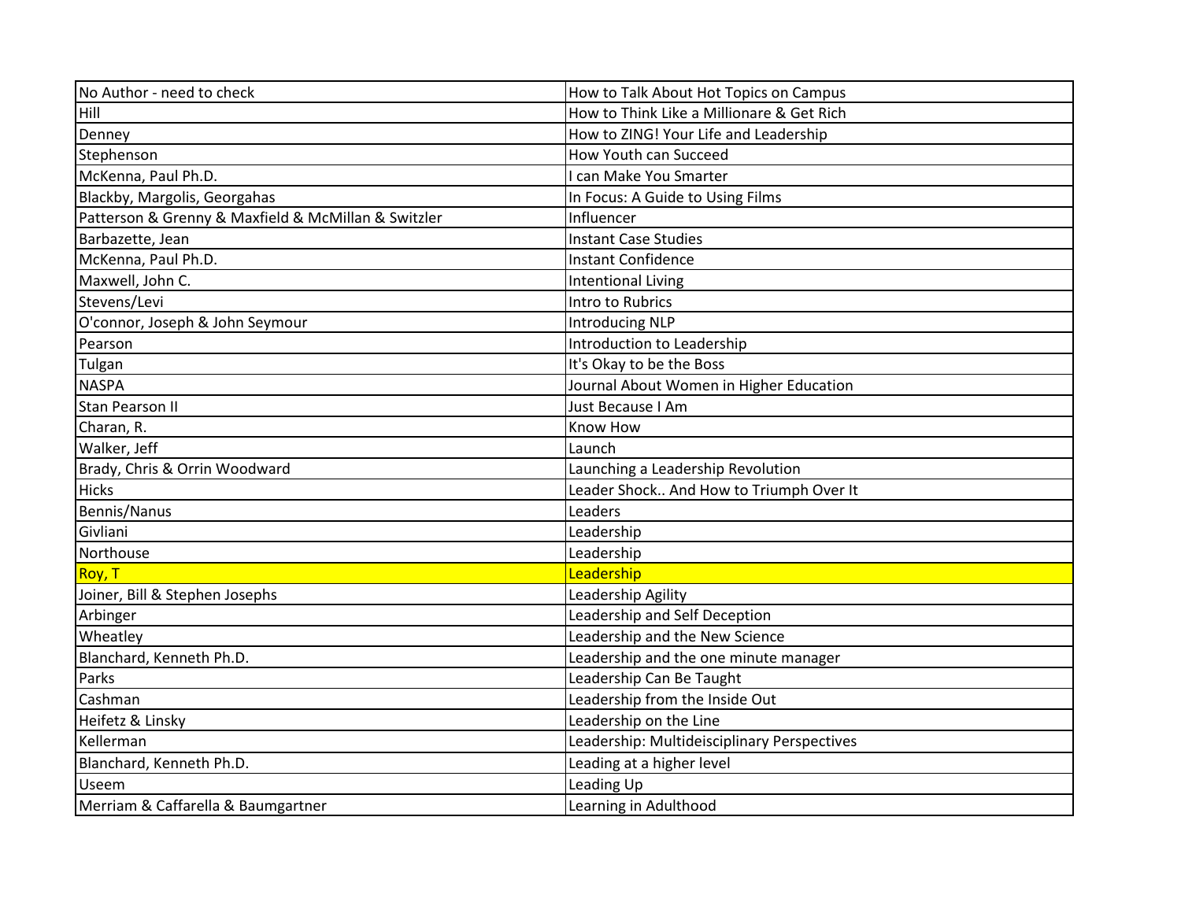| | |
|---|---|
| No Author - need to check | How to Talk About Hot Topics on Campus |
| Hill | How to Think Like a Millionare & Get Rich |
| Denney | How to ZING! Your Life and Leadership |
| Stephenson | How Youth can Succeed |
| McKenna, Paul Ph.D. | I can Make You Smarter |
| Blackby, Margolis, Georgahas | In Focus: A Guide to Using Films |
| Patterson & Grenny & Maxfield & McMillan & Switzler | Influencer |
| Barbazette, Jean | Instant Case Studies |
| McKenna, Paul Ph.D. | Instant Confidence |
| Maxwell, John C. | Intentional Living |
| Stevens/Levi | Intro to Rubrics |
| O'connor, Joseph & John Seymour | Introducing NLP |
| Pearson | Introduction to Leadership |
| Tulgan | It's Okay to be the Boss |
| NASPA | Journal About Women in Higher Education |
| Stan Pearson II | Just Because I Am |
| Charan, R. | Know How |
| Walker, Jeff | Launch |
| Brady, Chris & Orrin Woodward | Launching a Leadership Revolution |
| Hicks | Leader Shock.. And How to Triumph Over It |
| Bennis/Nanus | Leaders |
| Givliani | Leadership |
| Northouse | Leadership |
| Roy, T | Leadership |
| Joiner, Bill & Stephen Josephs | Leadership Agility |
| Arbinger | Leadership and Self Deception |
| Wheatley | Leadership and the New Science |
| Blanchard, Kenneth Ph.D. | Leadership and the one minute manager |
| Parks | Leadership Can Be Taught |
| Cashman | Leadership from the Inside Out |
| Heifetz & Linsky | Leadership on the Line |
| Kellerman | Leadership: Multideisciplinary Perspectives |
| Blanchard, Kenneth Ph.D. | Leading at a higher level |
| Useem | Leading Up |
| Merriam & Caffarella & Baumgartner | Learning in Adulthood |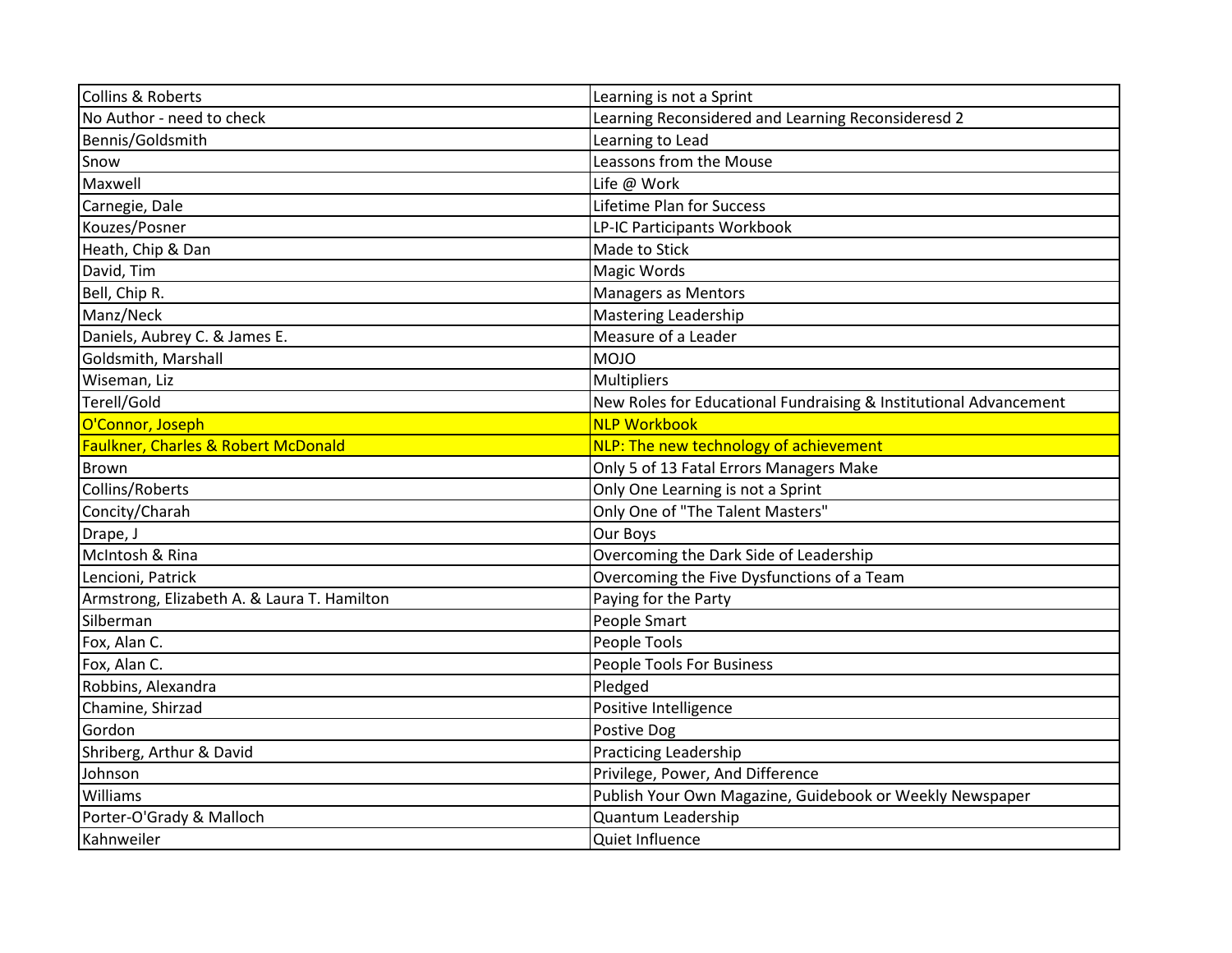| Collins & Roberts | Learning is not a Sprint |
|---|---|
| No Author - need to check | Learning Reconsidered and Learning Reconsideresd 2 |
| Bennis/Goldsmith | Learning to Lead |
| Snow | Leassons from the Mouse |
| Maxwell | Life @ Work |
| Carnegie, Dale | Lifetime Plan for Success |
| Kouzes/Posner | LP-IC Participants Workbook |
| Heath, Chip & Dan | Made to Stick |
| David, Tim | Magic Words |
| Bell, Chip R. | Managers as Mentors |
| Manz/Neck | Mastering Leadership |
| Daniels, Aubrey C. & James E. | Measure of a Leader |
| Goldsmith, Marshall | MOJO |
| Wiseman, Liz | Multipliers |
| Terell/Gold | New Roles for Educational Fundraising & Institutional Advancement |
| O'Connor, Joseph | NLP Workbook |
| Faulkner, Charles & Robert McDonald | NLP: The new technology of achievement |
| Brown | Only 5 of 13 Fatal Errors Managers Make |
| Collins/Roberts | Only One Learning is not a Sprint |
| Concity/Charah | Only One of "The Talent Masters" |
| Drape, J | Our Boys |
| McIntosh & Rina | Overcoming the Dark Side of Leadership |
| Lencioni, Patrick | Overcoming the Five Dysfunctions of a Team |
| Armstrong, Elizabeth A. & Laura T. Hamilton | Paying for the Party |
| Silberman | People Smart |
| Fox, Alan C. | People Tools |
| Fox, Alan C. | People Tools For Business |
| Robbins, Alexandra | Pledged |
| Chamine, Shirzad | Positive Intelligence |
| Gordon | Postive Dog |
| Shriberg, Arthur & David | Practicing Leadership |
| Johnson | Privilege, Power, And Difference |
| Williams | Publish Your Own Magazine, Guidebook or Weekly Newspaper |
| Porter-O'Grady & Malloch | Quantum Leadership |
| Kahnweiler | Quiet Influence |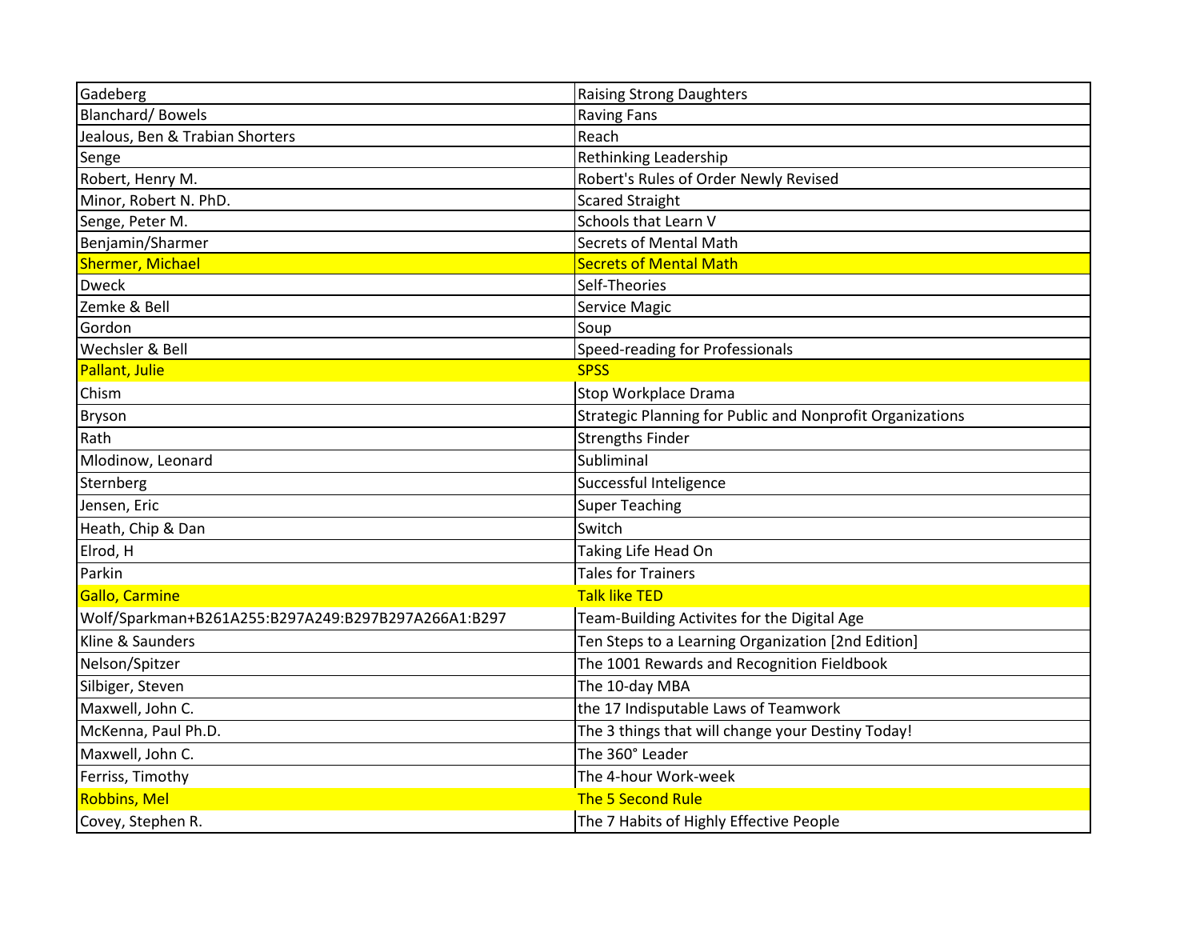| Gadeberg | Raising Strong Daughters |
|---|---|
| Blanchard/ Bowels | Raving Fans |
| Jealous, Ben & Trabian Shorters | Reach |
| Senge | Rethinking Leadership |
| Robert, Henry M. | Robert's Rules of Order Newly Revised |
| Minor, Robert N. PhD. | Scared Straight |
| Senge, Peter M. | Schools that Learn V |
| Benjamin/Sharmer | Secrets of Mental Math |
| Shermer, Michael | Secrets of Mental Math |
| Dweck | Self-Theories |
| Zemke & Bell | Service Magic |
| Gordon | Soup |
| Wechsler & Bell | Speed-reading for Professionals |
| Pallant, Julie | SPSS |
| Chism | Stop Workplace Drama |
| Bryson | Strategic Planning for Public and Nonprofit Organizations |
| Rath | Strengths Finder |
| Mlodinow, Leonard | Subliminal |
| Sternberg | Successful Inteligence |
| Jensen, Eric | Super Teaching |
| Heath, Chip & Dan | Switch |
| Elrod, H | Taking Life Head On |
| Parkin | Tales for Trainers |
| Gallo, Carmine | Talk like TED |
| Wolf/Sparkman+B261A255:B297A249:B297B297A266A1:B297 | Team-Building Activites for the Digital Age |
| Kline & Saunders | Ten Steps to a Learning Organization [2nd Edition] |
| Nelson/Spitzer | The 1001 Rewards and Recognition Fieldbook |
| Silbiger, Steven | The 10-day MBA |
| Maxwell, John C. | the 17 Indisputable Laws of Teamwork |
| McKenna, Paul Ph.D. | The 3 things that will change your Destiny Today! |
| Maxwell, John C. | The 360° Leader |
| Ferriss, Timothy | The 4-hour Work-week |
| Robbins, Mel | The 5 Second Rule |
| Covey, Stephen R. | The 7 Habits of Highly Effective People |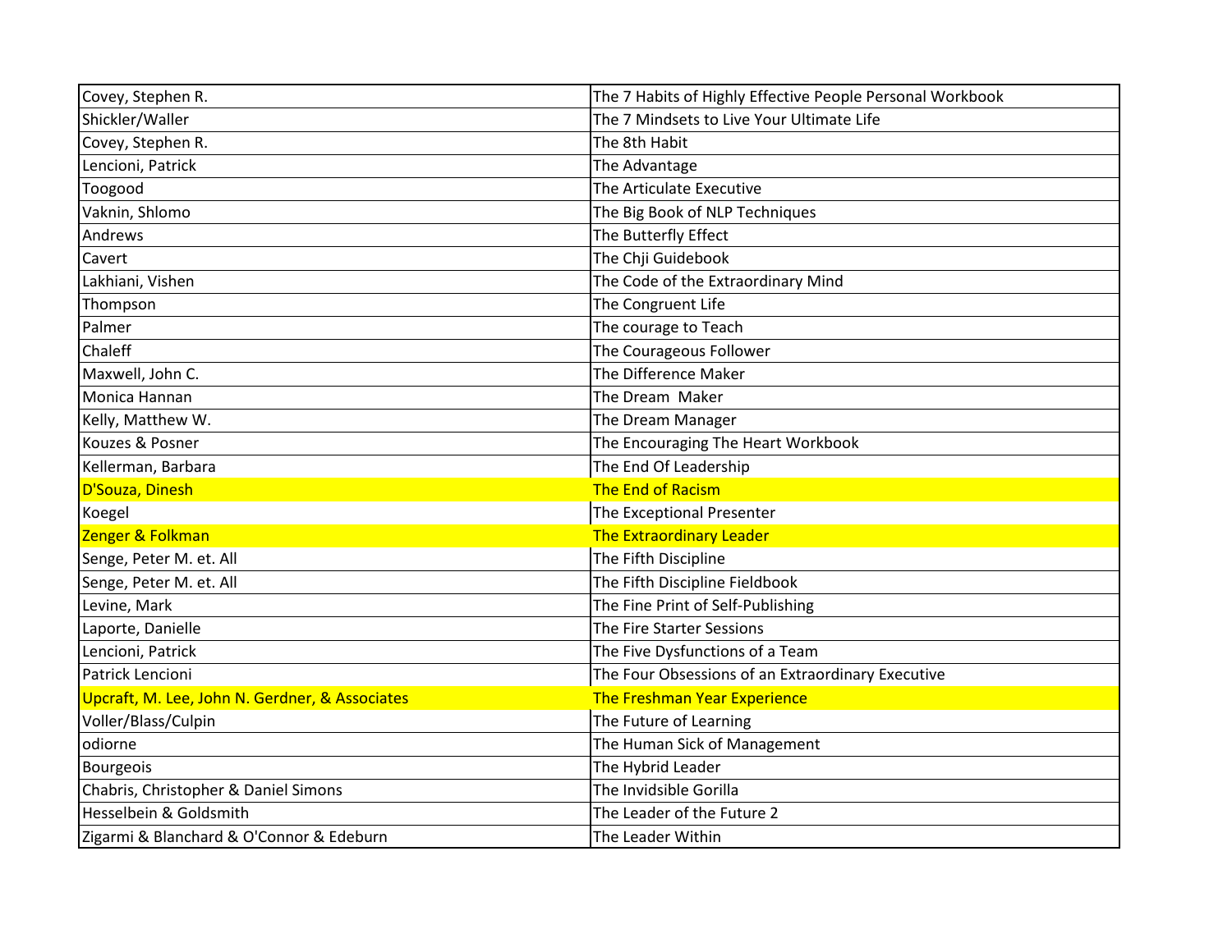| Covey, Stephen R. | The 7 Habits of Highly Effective People Personal Workbook |
|---|---|
| Shickler/Waller | The 7 Mindsets to Live Your Ultimate Life |
| Covey, Stephen R. | The 8th Habit |
| Lencioni, Patrick | The Advantage |
| Toogood | The Articulate Executive |
| Vaknin, Shlomo | The Big Book of NLP Techniques |
| Andrews | The Butterfly Effect |
| Cavert | The Chji Guidebook |
| Lakhiani, Vishen | The Code of the Extraordinary Mind |
| Thompson | The Congruent Life |
| Palmer | The courage to Teach |
| Chaleff | The Courageous Follower |
| Maxwell, John C. | The Difference Maker |
| Monica Hannan | The Dream  Maker |
| Kelly, Matthew W. | The Dream Manager |
| Kouzes & Posner | The Encouraging The Heart Workbook |
| Kellerman, Barbara | The End Of Leadership |
| D'Souza, Dinesh | The End of Racism |
| Koegel | The Exceptional Presenter |
| Zenger & Folkman | The Extraordinary Leader |
| Senge, Peter M. et. All | The Fifth Discipline |
| Senge, Peter M. et. All | The Fifth Discipline Fieldbook |
| Levine, Mark | The Fine Print of Self-Publishing |
| Laporte, Danielle | The Fire Starter Sessions |
| Lencioni, Patrick | The Five Dysfunctions of a Team |
| Patrick Lencioni | The Four Obsessions of an Extraordinary Executive |
| Upcraft, M. Lee, John N. Gerdner, & Associates | The Freshman Year Experience |
| Voller/Blass/Culpin | The Future of Learning |
| odiorne | The Human Sick of Management |
| Bourgeois | The Hybrid Leader |
| Chabris, Christopher & Daniel Simons | The Invidsible Gorilla |
| Hesselbein & Goldsmith | The Leader of the Future 2 |
| Zigarmi & Blanchard & O'Connor & Edeburn | The Leader Within |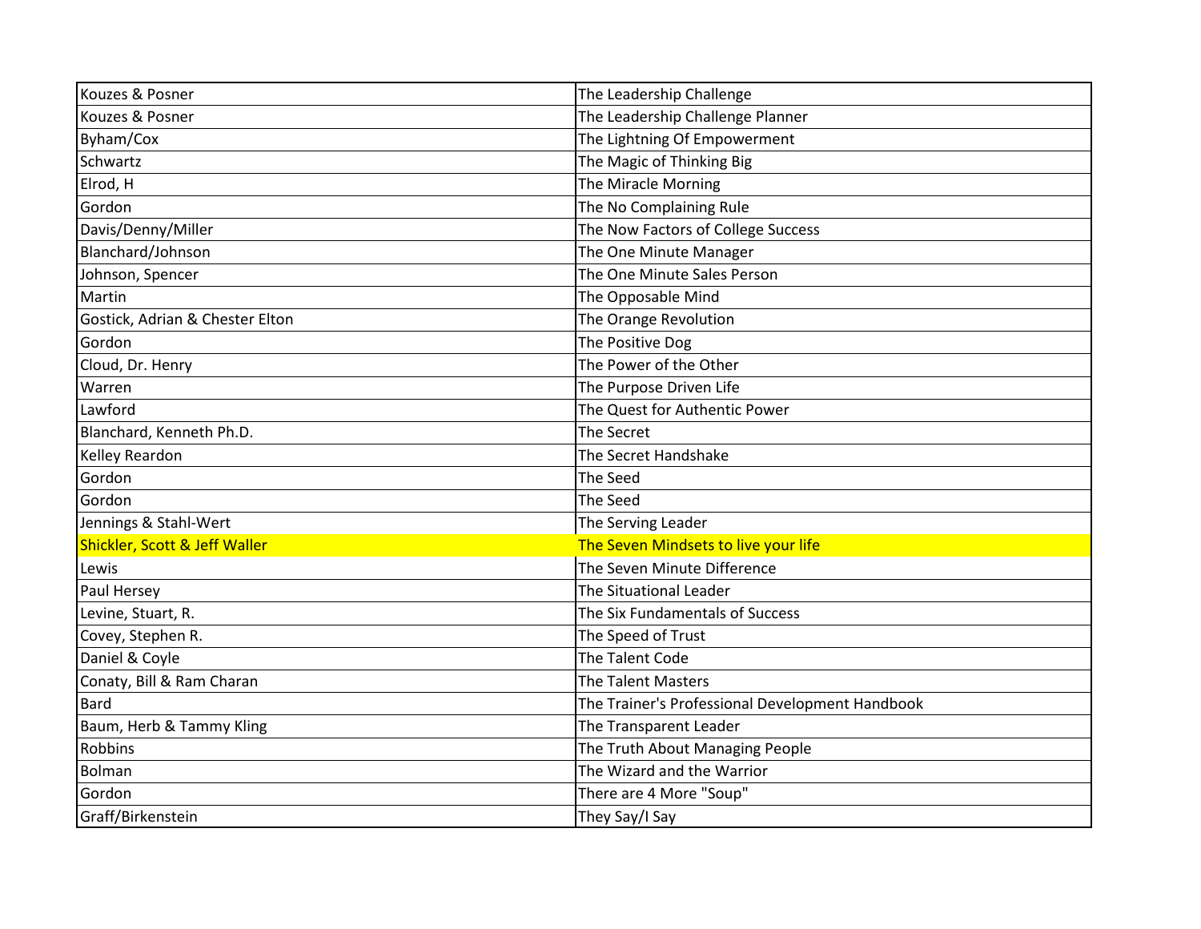| Kouzes & Posner | The Leadership Challenge |
|---|---|
| Kouzes & Posner | The Leadership Challenge Planner |
| Byham/Cox | The Lightning Of Empowerment |
| Schwartz | The Magic of Thinking Big |
| Elrod, H | The Miracle Morning |
| Gordon | The No Complaining Rule |
| Davis/Denny/Miller | The Now Factors of College Success |
| Blanchard/Johnson | The One Minute Manager |
| Johnson, Spencer | The One Minute Sales Person |
| Martin | The Opposable Mind |
| Gostick, Adrian & Chester Elton | The Orange Revolution |
| Gordon | The Positive Dog |
| Cloud, Dr. Henry | The Power of the Other |
| Warren | The Purpose Driven Life |
| Lawford | The Quest for Authentic Power |
| Blanchard, Kenneth Ph.D. | The Secret |
| Kelley Reardon | The Secret Handshake |
| Gordon | The Seed |
| Gordon | The Seed |
| Jennings & Stahl-Wert | The Serving Leader |
| Shickler, Scott & Jeff Waller | The Seven Mindsets to live your life |
| Lewis | The Seven Minute Difference |
| Paul Hersey | The Situational Leader |
| Levine, Stuart, R. | The Six Fundamentals of Success |
| Covey, Stephen R. | The Speed of Trust |
| Daniel & Coyle | The Talent Code |
| Conaty, Bill & Ram Charan | The Talent Masters |
| Bard | The Trainer's Professional Development Handbook |
| Baum, Herb & Tammy Kling | The Transparent Leader |
| Robbins | The Truth About Managing People |
| Bolman | The Wizard and the Warrior |
| Gordon | There are 4 More "Soup" |
| Graff/Birkenstein | They Say/I Say |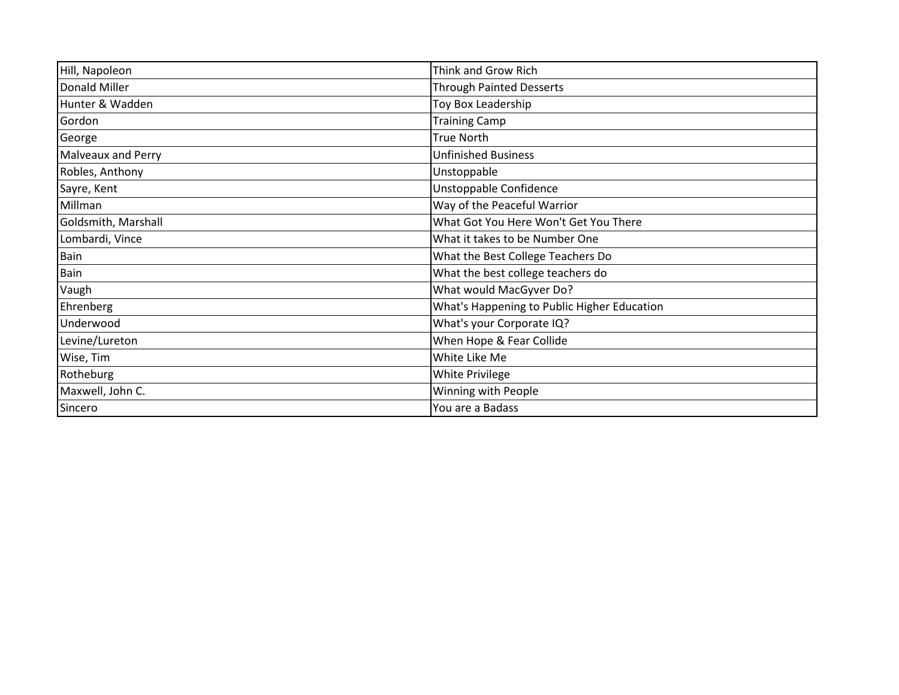| | |
|---|---|
| Hill, Napoleon | Think and Grow Rich |
| Donald Miller | Through Painted Desserts |
| Hunter & Wadden | Toy Box Leadership |
| Gordon | Training Camp |
| George | True North |
| Malveaux and Perry | Unfinished Business |
| Robles, Anthony | Unstoppable |
| Sayre, Kent | Unstoppable Confidence |
| Millman | Way of the Peaceful Warrior |
| Goldsmith, Marshall | What Got You Here Won't Get You There |
| Lombardi, Vince | What it takes to be Number One |
| Bain | What the Best College Teachers Do |
| Bain | What the best college teachers do |
| Vaugh | What would MacGyver Do? |
| Ehrenberg | What's Happening to Public Higher Education |
| Underwood | What's your Corporate IQ? |
| Levine/Lureton | When Hope & Fear Collide |
| Wise, Tim | White Like Me |
| Rotheburg | White Privilege |
| Maxwell, John C. | Winning with People |
| Sincero | You are a Badass |